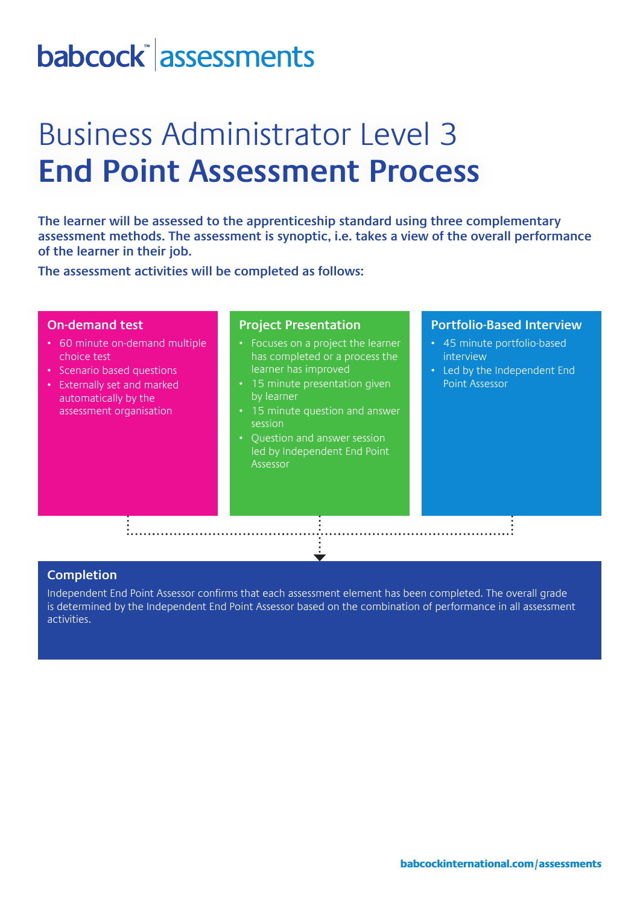babcock™ assessments

# Business Administrator Level 3
# **End Point Assessment Process**

**The learner will be assessed to the apprenticeship standard using three complementary assessment methods. The assessment is synoptic, i.e. takes a view of the overall performance of the learner in their job.**

**The assessment activities will be completed as follows:**

### On-demand test

- 60 minute on-demand multiple choice test
- Scenario based questions
- Externally set and marked automatically by the assessment organisation

### Project Presentation

- Focuses on a project the learner has completed or a process the learner has improved
- 15 minute presentation given by learner
- 15 minute question and answer session
- Question and answer session led by Independent End Point Assessor

### Portfolio-Based Interview

- 45 minute portfolio-based interview
- Led by the Independent End Point Assessor

### Completion

Independent End Point Assessor confirms that each assessment element has been completed. The overall grade is determined by the Independent End Point Assessor based on the combination of performance in all assessment activities.

**babcockinternational.com/assessments**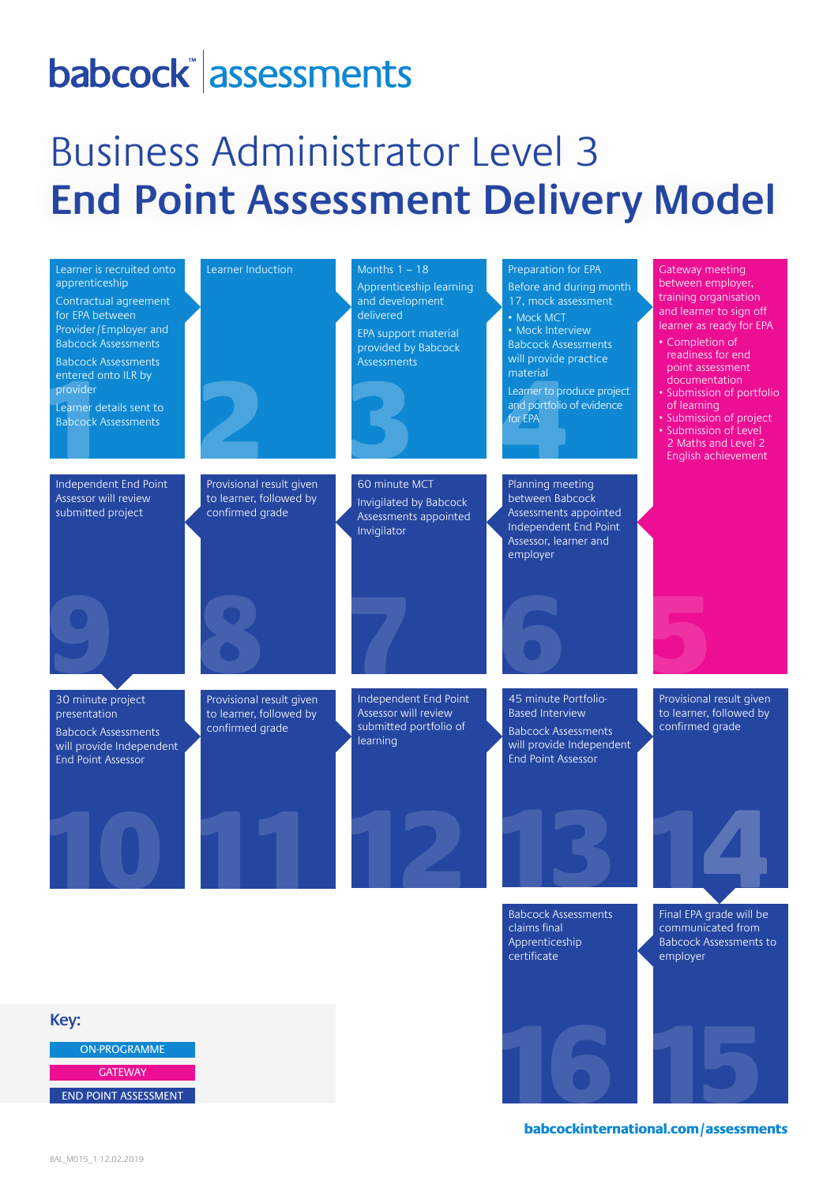# babcock™ assessments

# Business Administrator Level 3
# End Point Assessment Delivery Model

**1**
Learner is recruited onto apprenticeship

Contractual agreement for EPA between Provider/Employer and Babcock Assessments

Babcock Assessments entered onto ILR by provider

Learner details sent to Babcock Assessments

**2**
Learner Induction

**3**
Months 1 – 18

Apprenticeship learning and development delivered

EPA support material provided by Babcock Assessments

**4**
Preparation for EPA

Before and during month 17, mock assessment

- Mock MCT
- Mock Interview

Babcock Assessments will provide practice material

Learner to produce project and portfolio of evidence for EPA

**5**
Gateway meeting between employer, training organisation and learner to sign off learner as ready for EPA

- Completion of readiness for end point assessment documentation
- Submission of portfolio of learning
- Submission of project
- Submission of Level 2 Maths and Level 2 English achievement

**6**
Planning meeting between Babcock Assessments appointed Independent End Point Assessor, learner and employer

**7**
60 minute MCT

Invigilated by Babcock Assessments appointed Invigilator

**8**
Provisional result given to learner, followed by confirmed grade

**9**
Independent End Point Assessor will review submitted project

**10**
30 minute project presentation

Babcock Assessments will provide Independent End Point Assessor

**11**
Provisional result given to learner, followed by confirmed grade

**12**
Independent End Point Assessor will review submitted portfolio of learning

**13**
45 minute Portfolio-Based Interview

Babcock Assessments will provide Independent End Point Assessor

**14**
Provisional result given to learner, followed by confirmed grade

**15**
Final EPA grade will be communicated from Babcock Assessments to employer

**16**
Babcock Assessments claims final Apprenticeship certificate

**Key:**

- ON-PROGRAMME
- GATEWAY
- END POINT ASSESSMENT

**babcockinternational.com/assessments**

BAL_M015_1 12.02.2019